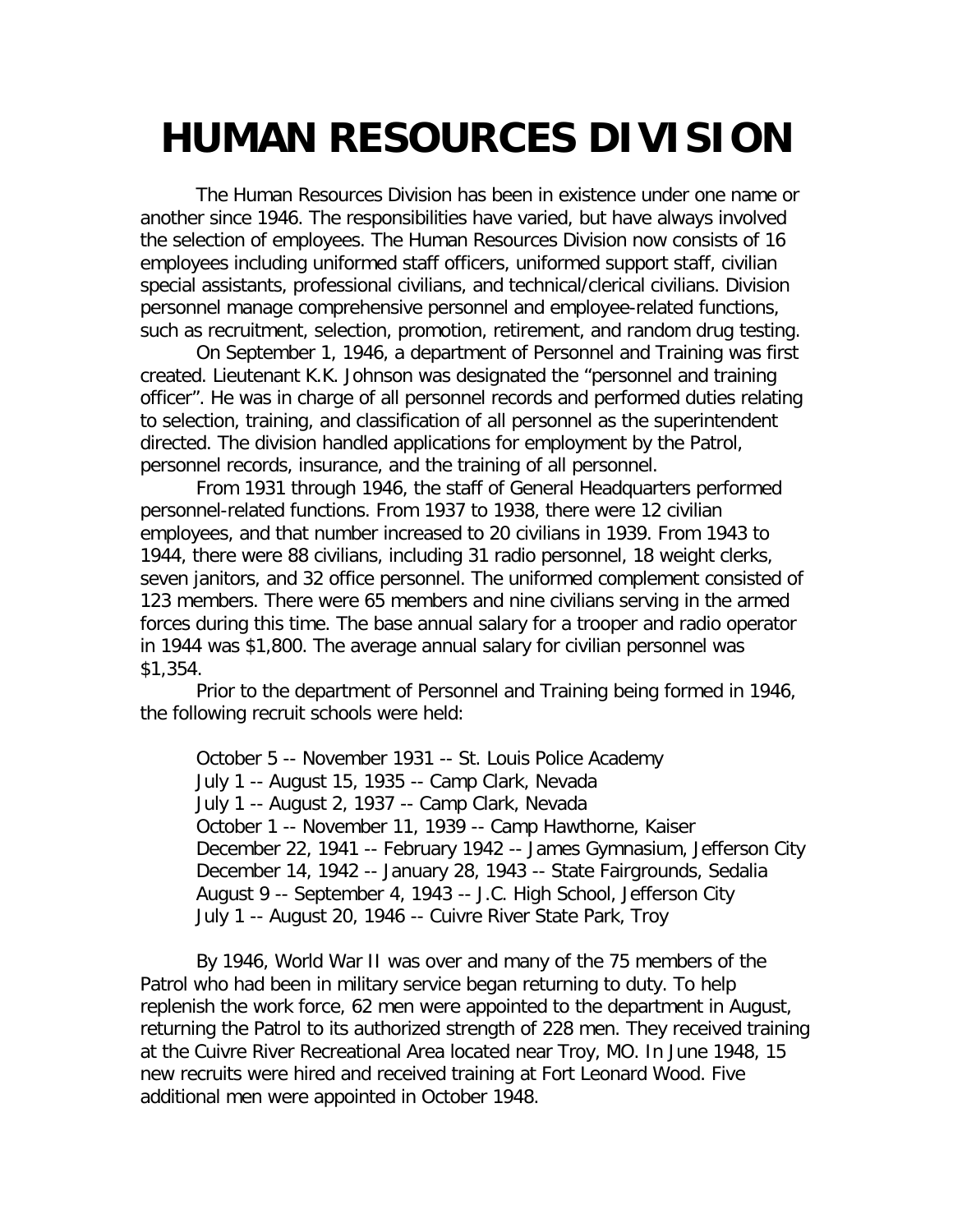# HUMAN RESOURCES DIVISION

The Human Resources Division has been in existence under one name or another since 1946. The responsibilities have varied, but have always involved the selection of employees. The Human Resources Division now consists of 16 employees including uniformed staff officers, uniformed support staff, civilian special assistants, professional civilians, and technical/clerical civilians. Division personnel manage comprehensive personnel and employee-related functions, such as recruitment, selection, promotion, retirement, and random drug testing.

On September 1, 1946, a department of Personnel and Training was first created. Lieutenant K.K. Johnson was designated the "personnel and training officer". He was in charge of all personnel records and performed duties relating to selection, training, and classification of all personnel as the superintendent directed. The division handled applications for employment by the Patrol, personnel records, insurance, and the training of all personnel.

From 1931 through 1946, the staff of General Headquarters performed personnel-related functions. From 1937 to 1938, there were 12 civilian employees, and that number increased to 20 civilians in 1939. From 1943 to 1944, there were 88 civilians, including 31 radio personnel, 18 weight clerks, seven janitors, and 32 office personnel. The uniformed complement consisted of 123 members. There were 65 members and nine civilians serving in the armed forces during this time. The base annual salary for a trooper and radio operator in 1944 was $1,800. The average annual salary for civilian personnel was $1,354.

Prior to the department of Personnel and Training being formed in 1946, the following recruit schools were held:

October 5 -- November 1931 -- St. Louis Police Academy
July 1 -- August 15, 1935 -- Camp Clark, Nevada
July 1 -- August 2, 1937 -- Camp Clark, Nevada
October 1 -- November 11, 1939 -- Camp Hawthorne, Kaiser
December 22, 1941 -- February 1942 -- James Gymnasium, Jefferson City
December 14, 1942 -- January 28, 1943 -- State Fairgrounds, Sedalia
August 9 -- September 4, 1943 -- J.C. High School, Jefferson City
July 1 -- August 20, 1946 -- Cuivre River State Park, Troy

By 1946, World War II was over and many of the 75 members of the Patrol who had been in military service began returning to duty. To help replenish the work force, 62 men were appointed to the department in August, returning the Patrol to its authorized strength of 228 men. They received training at the Cuivre River Recreational Area located near Troy, MO. In June 1948, 15 new recruits were hired and received training at Fort Leonard Wood. Five additional men were appointed in October 1948.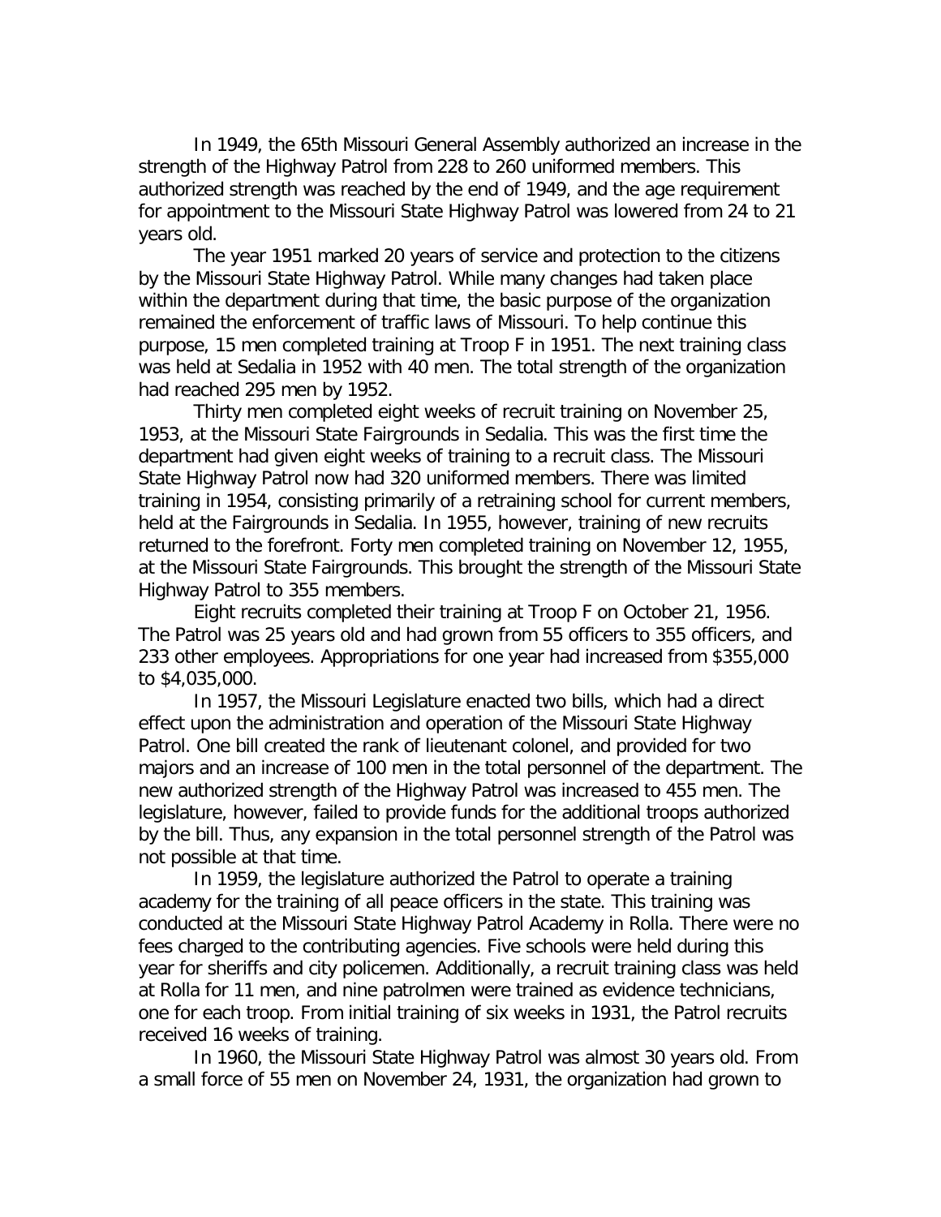In 1949, the 65th Missouri General Assembly authorized an increase in the strength of the Highway Patrol from 228 to 260 uniformed members. This authorized strength was reached by the end of 1949, and the age requirement for appointment to the Missouri State Highway Patrol was lowered from 24 to 21 years old.

The year 1951 marked 20 years of service and protection to the citizens by the Missouri State Highway Patrol. While many changes had taken place within the department during that time, the basic purpose of the organization remained the enforcement of traffic laws of Missouri. To help continue this purpose, 15 men completed training at Troop F in 1951. The next training class was held at Sedalia in 1952 with 40 men. The total strength of the organization had reached 295 men by 1952.

Thirty men completed eight weeks of recruit training on November 25, 1953, at the Missouri State Fairgrounds in Sedalia. This was the first time the department had given eight weeks of training to a recruit class. The Missouri State Highway Patrol now had 320 uniformed members. There was limited training in 1954, consisting primarily of a retraining school for current members, held at the Fairgrounds in Sedalia. In 1955, however, training of new recruits returned to the forefront. Forty men completed training on November 12, 1955, at the Missouri State Fairgrounds. This brought the strength of the Missouri State Highway Patrol to 355 members.

Eight recruits completed their training at Troop F on October 21, 1956. The Patrol was 25 years old and had grown from 55 officers to 355 officers, and 233 other employees. Appropriations for one year had increased from $355,000 to $4,035,000.

In 1957, the Missouri Legislature enacted two bills, which had a direct effect upon the administration and operation of the Missouri State Highway Patrol. One bill created the rank of lieutenant colonel, and provided for two majors and an increase of 100 men in the total personnel of the department. The new authorized strength of the Highway Patrol was increased to 455 men. The legislature, however, failed to provide funds for the additional troops authorized by the bill. Thus, any expansion in the total personnel strength of the Patrol was not possible at that time.

In 1959, the legislature authorized the Patrol to operate a training academy for the training of all peace officers in the state. This training was conducted at the Missouri State Highway Patrol Academy in Rolla. There were no fees charged to the contributing agencies. Five schools were held during this year for sheriffs and city policemen. Additionally, a recruit training class was held at Rolla for 11 men, and nine patrolmen were trained as evidence technicians, one for each troop. From initial training of six weeks in 1931, the Patrol recruits received 16 weeks of training.

In 1960, the Missouri State Highway Patrol was almost 30 years old. From a small force of 55 men on November 24, 1931, the organization had grown to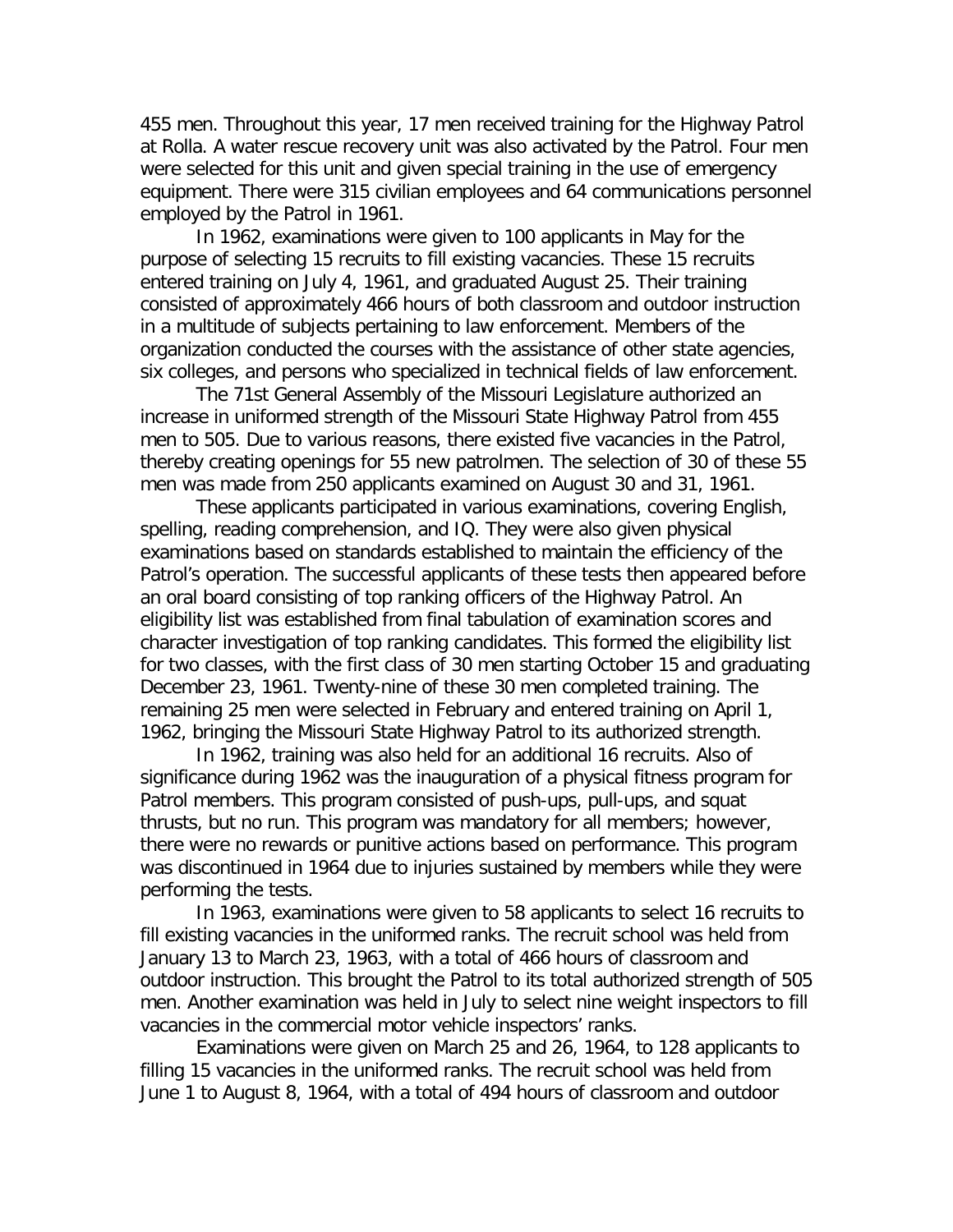455 men. Throughout this year, 17 men received training for the Highway Patrol at Rolla. A water rescue recovery unit was also activated by the Patrol. Four men were selected for this unit and given special training in the use of emergency equipment. There were 315 civilian employees and 64 communications personnel employed by the Patrol in 1961.

In 1962, examinations were given to 100 applicants in May for the purpose of selecting 15 recruits to fill existing vacancies. These 15 recruits entered training on July 4, 1961, and graduated August 25. Their training consisted of approximately 466 hours of both classroom and outdoor instruction in a multitude of subjects pertaining to law enforcement. Members of the organization conducted the courses with the assistance of other state agencies, six colleges, and persons who specialized in technical fields of law enforcement.

The 71st General Assembly of the Missouri Legislature authorized an increase in uniformed strength of the Missouri State Highway Patrol from 455 men to 505. Due to various reasons, there existed five vacancies in the Patrol, thereby creating openings for 55 new patrolmen. The selection of 30 of these 55 men was made from 250 applicants examined on August 30 and 31, 1961.

These applicants participated in various examinations, covering English, spelling, reading comprehension, and IQ. They were also given physical examinations based on standards established to maintain the efficiency of the Patrol's operation. The successful applicants of these tests then appeared before an oral board consisting of top ranking officers of the Highway Patrol. An eligibility list was established from final tabulation of examination scores and character investigation of top ranking candidates. This formed the eligibility list for two classes, with the first class of 30 men starting October 15 and graduating December 23, 1961. Twenty-nine of these 30 men completed training. The remaining 25 men were selected in February and entered training on April 1, 1962, bringing the Missouri State Highway Patrol to its authorized strength.

In 1962, training was also held for an additional 16 recruits. Also of significance during 1962 was the inauguration of a physical fitness program for Patrol members. This program consisted of push-ups, pull-ups, and squat thrusts, but no run. This program was mandatory for all members; however, there were no rewards or punitive actions based on performance. This program was discontinued in 1964 due to injuries sustained by members while they were performing the tests.

In 1963, examinations were given to 58 applicants to select 16 recruits to fill existing vacancies in the uniformed ranks. The recruit school was held from January 13 to March 23, 1963, with a total of 466 hours of classroom and outdoor instruction. This brought the Patrol to its total authorized strength of 505 men. Another examination was held in July to select nine weight inspectors to fill vacancies in the commercial motor vehicle inspectors' ranks.

Examinations were given on March 25 and 26, 1964, to 128 applicants to filling 15 vacancies in the uniformed ranks. The recruit school was held from June 1 to August 8, 1964, with a total of 494 hours of classroom and outdoor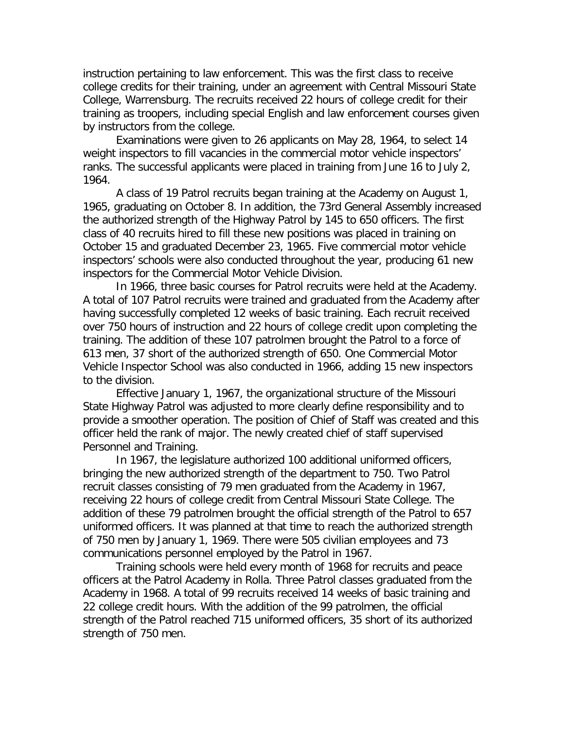instruction pertaining to law enforcement. This was the first class to receive college credits for their training, under an agreement with Central Missouri State College, Warrensburg. The recruits received 22 hours of college credit for their training as troopers, including special English and law enforcement courses given by instructors from the college.

Examinations were given to 26 applicants on May 28, 1964, to select 14 weight inspectors to fill vacancies in the commercial motor vehicle inspectors' ranks. The successful applicants were placed in training from June 16 to July 2, 1964.

A class of 19 Patrol recruits began training at the Academy on August 1, 1965, graduating on October 8. In addition, the 73rd General Assembly increased the authorized strength of the Highway Patrol by 145 to 650 officers. The first class of 40 recruits hired to fill these new positions was placed in training on October 15 and graduated December 23, 1965. Five commercial motor vehicle inspectors' schools were also conducted throughout the year, producing 61 new inspectors for the Commercial Motor Vehicle Division.

In 1966, three basic courses for Patrol recruits were held at the Academy. A total of 107 Patrol recruits were trained and graduated from the Academy after having successfully completed 12 weeks of basic training. Each recruit received over 750 hours of instruction and 22 hours of college credit upon completing the training. The addition of these 107 patrolmen brought the Patrol to a force of 613 men, 37 short of the authorized strength of 650. One Commercial Motor Vehicle Inspector School was also conducted in 1966, adding 15 new inspectors to the division.

Effective January 1, 1967, the organizational structure of the Missouri State Highway Patrol was adjusted to more clearly define responsibility and to provide a smoother operation. The position of Chief of Staff was created and this officer held the rank of major. The newly created chief of staff supervised Personnel and Training.

In 1967, the legislature authorized 100 additional uniformed officers, bringing the new authorized strength of the department to 750. Two Patrol recruit classes consisting of 79 men graduated from the Academy in 1967, receiving 22 hours of college credit from Central Missouri State College. The addition of these 79 patrolmen brought the official strength of the Patrol to 657 uniformed officers. It was planned at that time to reach the authorized strength of 750 men by January 1, 1969. There were 505 civilian employees and 73 communications personnel employed by the Patrol in 1967.

Training schools were held every month of 1968 for recruits and peace officers at the Patrol Academy in Rolla. Three Patrol classes graduated from the Academy in 1968. A total of 99 recruits received 14 weeks of basic training and 22 college credit hours. With the addition of the 99 patrolmen, the official strength of the Patrol reached 715 uniformed officers, 35 short of its authorized strength of 750 men.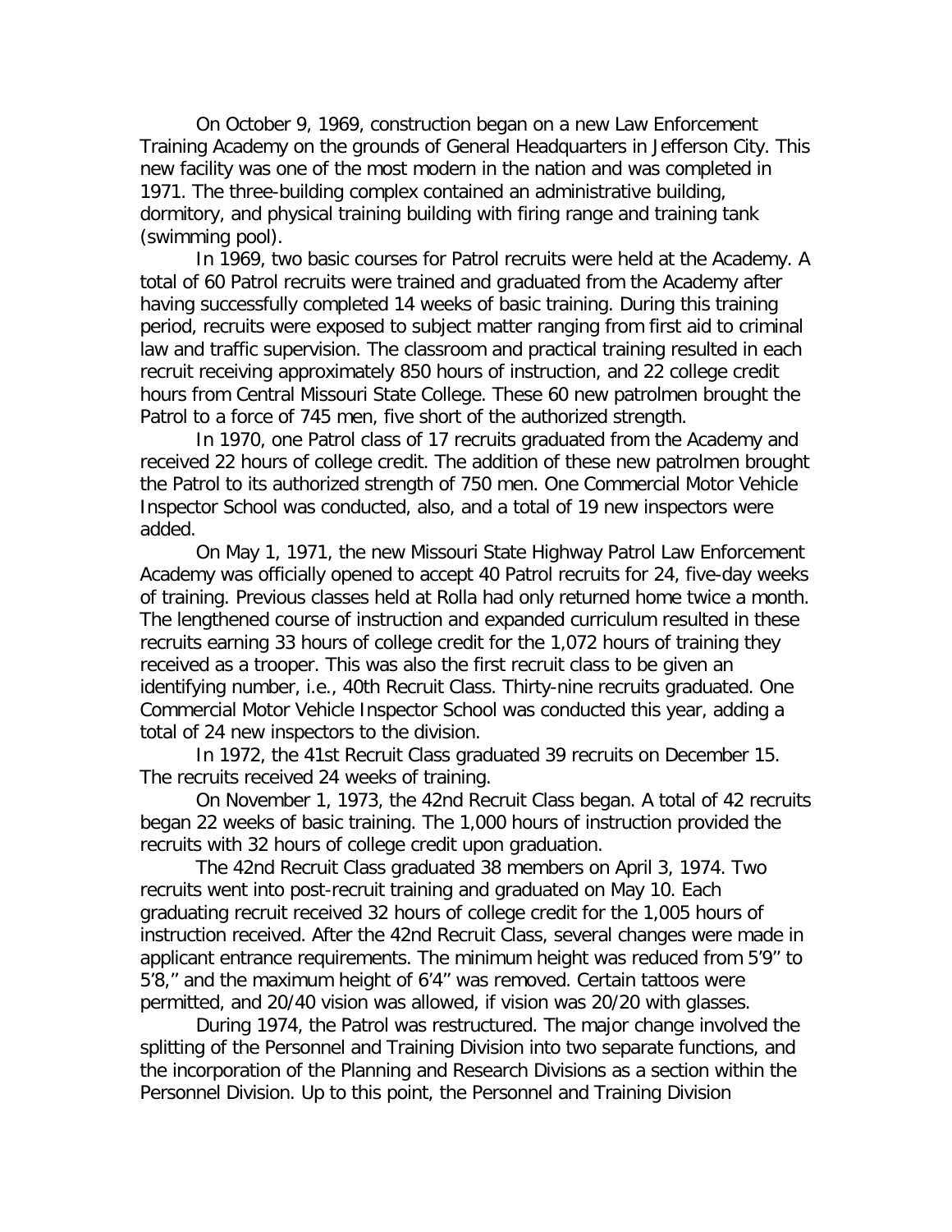On October 9, 1969, construction began on a new Law Enforcement Training Academy on the grounds of General Headquarters in Jefferson City. This new facility was one of the most modern in the nation and was completed in 1971. The three-building complex contained an administrative building, dormitory, and physical training building with firing range and training tank (swimming pool).

In 1969, two basic courses for Patrol recruits were held at the Academy. A total of 60 Patrol recruits were trained and graduated from the Academy after having successfully completed 14 weeks of basic training. During this training period, recruits were exposed to subject matter ranging from first aid to criminal law and traffic supervision. The classroom and practical training resulted in each recruit receiving approximately 850 hours of instruction, and 22 college credit hours from Central Missouri State College. These 60 new patrolmen brought the Patrol to a force of 745 men, five short of the authorized strength.

In 1970, one Patrol class of 17 recruits graduated from the Academy and received 22 hours of college credit. The addition of these new patrolmen brought the Patrol to its authorized strength of 750 men. One Commercial Motor Vehicle Inspector School was conducted, also, and a total of 19 new inspectors were added.

On May 1, 1971, the new Missouri State Highway Patrol Law Enforcement Academy was officially opened to accept 40 Patrol recruits for 24, five-day weeks of training. Previous classes held at Rolla had only returned home twice a month. The lengthened course of instruction and expanded curriculum resulted in these recruits earning 33 hours of college credit for the 1,072 hours of training they received as a trooper. This was also the first recruit class to be given an identifying number, i.e., 40th Recruit Class. Thirty-nine recruits graduated. One Commercial Motor Vehicle Inspector School was conducted this year, adding a total of 24 new inspectors to the division.

In 1972, the 41st Recruit Class graduated 39 recruits on December 15. The recruits received 24 weeks of training.

On November 1, 1973, the 42nd Recruit Class began. A total of 42 recruits began 22 weeks of basic training. The 1,000 hours of instruction provided the recruits with 32 hours of college credit upon graduation.

The 42nd Recruit Class graduated 38 members on April 3, 1974. Two recruits went into post-recruit training and graduated on May 10. Each graduating recruit received 32 hours of college credit for the 1,005 hours of instruction received. After the 42nd Recruit Class, several changes were made in applicant entrance requirements. The minimum height was reduced from 5'9" to 5'8," and the maximum height of 6'4" was removed. Certain tattoos were permitted, and 20/40 vision was allowed, if vision was 20/20 with glasses.

During 1974, the Patrol was restructured. The major change involved the splitting of the Personnel and Training Division into two separate functions, and the incorporation of the Planning and Research Divisions as a section within the Personnel Division. Up to this point, the Personnel and Training Division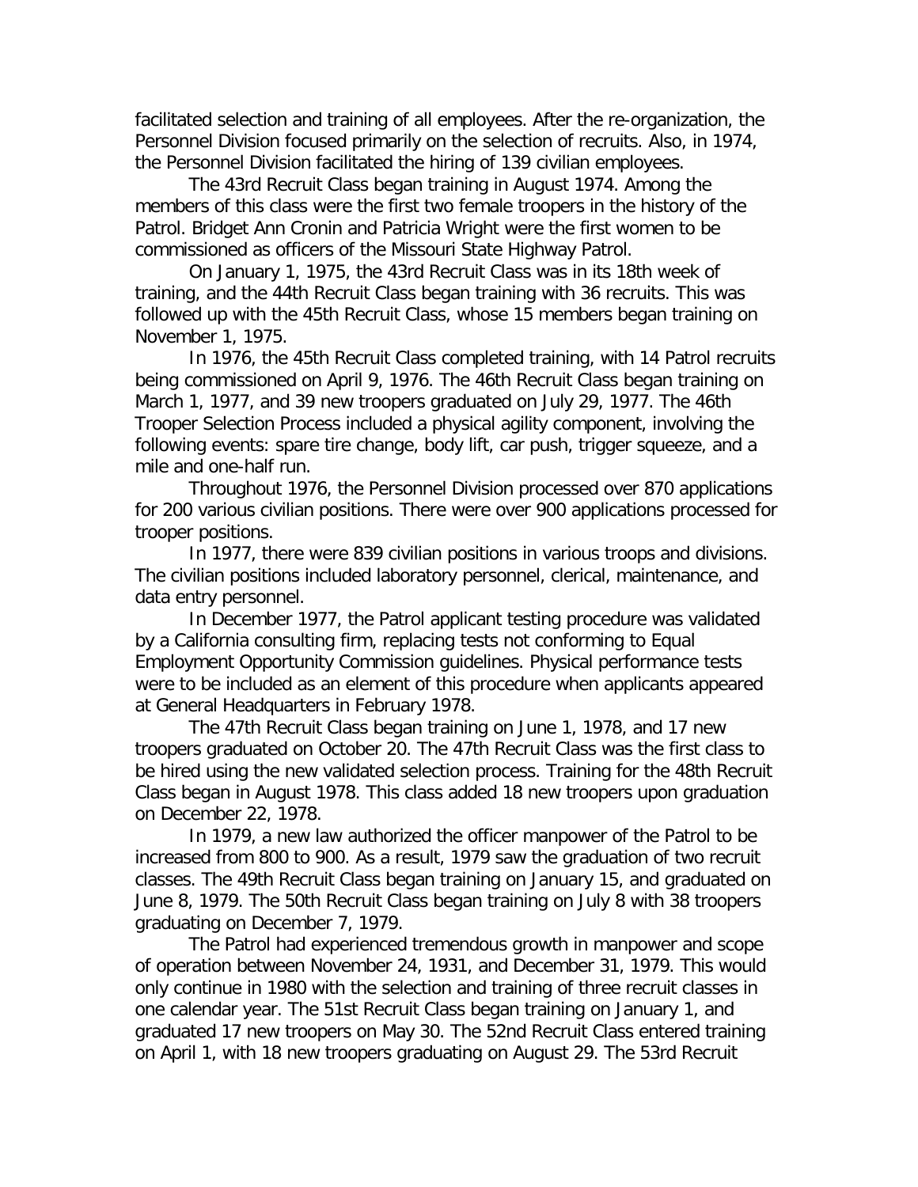facilitated selection and training of all employees. After the re-organization, the Personnel Division focused primarily on the selection of recruits. Also, in 1974, the Personnel Division facilitated the hiring of 139 civilian employees.

The 43rd Recruit Class began training in August 1974. Among the members of this class were the first two female troopers in the history of the Patrol. Bridget Ann Cronin and Patricia Wright were the first women to be commissioned as officers of the Missouri State Highway Patrol.

On January 1, 1975, the 43rd Recruit Class was in its 18th week of training, and the 44th Recruit Class began training with 36 recruits. This was followed up with the 45th Recruit Class, whose 15 members began training on November 1, 1975.

In 1976, the 45th Recruit Class completed training, with 14 Patrol recruits being commissioned on April 9, 1976. The 46th Recruit Class began training on March 1, 1977, and 39 new troopers graduated on July 29, 1977. The 46th Trooper Selection Process included a physical agility component, involving the following events: spare tire change, body lift, car push, trigger squeeze, and a mile and one-half run.

Throughout 1976, the Personnel Division processed over 870 applications for 200 various civilian positions. There were over 900 applications processed for trooper positions.

In 1977, there were 839 civilian positions in various troops and divisions. The civilian positions included laboratory personnel, clerical, maintenance, and data entry personnel.

In December 1977, the Patrol applicant testing procedure was validated by a California consulting firm, replacing tests not conforming to Equal Employment Opportunity Commission guidelines. Physical performance tests were to be included as an element of this procedure when applicants appeared at General Headquarters in February 1978.

The 47th Recruit Class began training on June 1, 1978, and 17 new troopers graduated on October 20. The 47th Recruit Class was the first class to be hired using the new validated selection process. Training for the 48th Recruit Class began in August 1978. This class added 18 new troopers upon graduation on December 22, 1978.

In 1979, a new law authorized the officer manpower of the Patrol to be increased from 800 to 900. As a result, 1979 saw the graduation of two recruit classes. The 49th Recruit Class began training on January 15, and graduated on June 8, 1979. The 50th Recruit Class began training on July 8 with 38 troopers graduating on December 7, 1979.

The Patrol had experienced tremendous growth in manpower and scope of operation between November 24, 1931, and December 31, 1979. This would only continue in 1980 with the selection and training of three recruit classes in one calendar year. The 51st Recruit Class began training on January 1, and graduated 17 new troopers on May 30. The 52nd Recruit Class entered training on April 1, with 18 new troopers graduating on August 29. The 53rd Recruit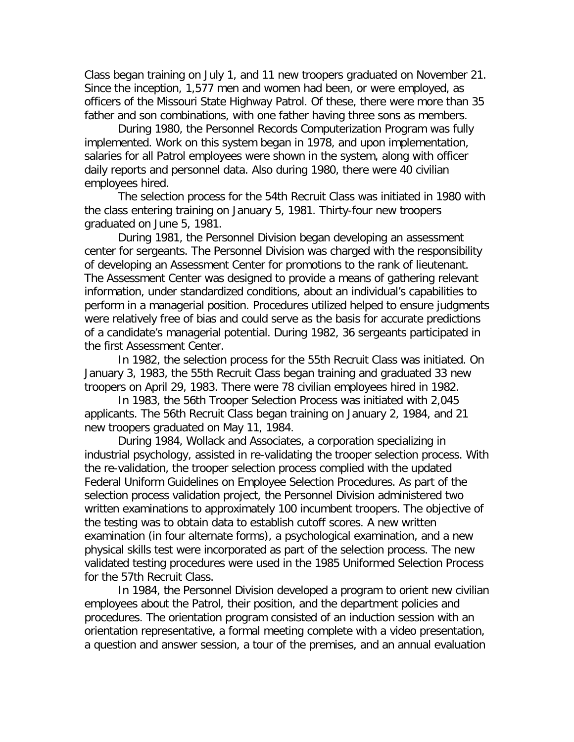Class began training on July 1, and 11 new troopers graduated on November 21. Since the inception, 1,577 men and women had been, or were employed, as officers of the Missouri State Highway Patrol. Of these, there were more than 35 father and son combinations, with one father having three sons as members.

During 1980, the Personnel Records Computerization Program was fully implemented. Work on this system began in 1978, and upon implementation, salaries for all Patrol employees were shown in the system, along with officer daily reports and personnel data. Also during 1980, there were 40 civilian employees hired.

The selection process for the 54th Recruit Class was initiated in 1980 with the class entering training on January 5, 1981. Thirty-four new troopers graduated on June 5, 1981.

During 1981, the Personnel Division began developing an assessment center for sergeants. The Personnel Division was charged with the responsibility of developing an Assessment Center for promotions to the rank of lieutenant. The Assessment Center was designed to provide a means of gathering relevant information, under standardized conditions, about an individual's capabilities to perform in a managerial position. Procedures utilized helped to ensure judgments were relatively free of bias and could serve as the basis for accurate predictions of a candidate's managerial potential. During 1982, 36 sergeants participated in the first Assessment Center.

In 1982, the selection process for the 55th Recruit Class was initiated. On January 3, 1983, the 55th Recruit Class began training and graduated 33 new troopers on April 29, 1983. There were 78 civilian employees hired in 1982.

In 1983, the 56th Trooper Selection Process was initiated with 2,045 applicants. The 56th Recruit Class began training on January 2, 1984, and 21 new troopers graduated on May 11, 1984.

During 1984, Wollack and Associates, a corporation specializing in industrial psychology, assisted in re-validating the trooper selection process. With the re-validation, the trooper selection process complied with the updated Federal Uniform Guidelines on Employee Selection Procedures. As part of the selection process validation project, the Personnel Division administered two written examinations to approximately 100 incumbent troopers. The objective of the testing was to obtain data to establish cutoff scores. A new written examination (in four alternate forms), a psychological examination, and a new physical skills test were incorporated as part of the selection process. The new validated testing procedures were used in the 1985 Uniformed Selection Process for the 57th Recruit Class.

In 1984, the Personnel Division developed a program to orient new civilian employees about the Patrol, their position, and the department policies and procedures. The orientation program consisted of an induction session with an orientation representative, a formal meeting complete with a video presentation, a question and answer session, a tour of the premises, and an annual evaluation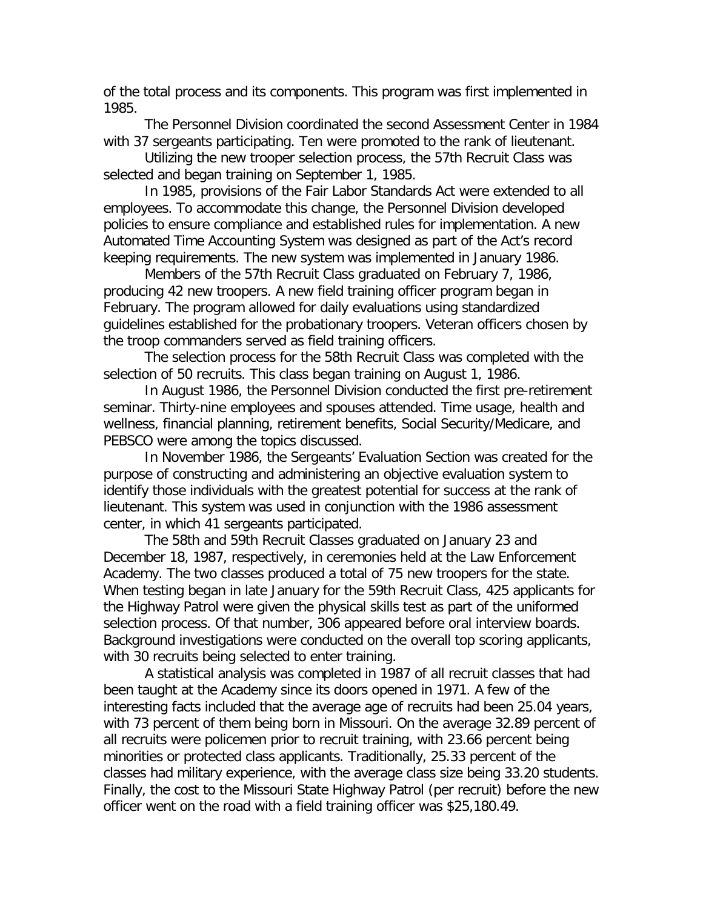of the total process and its components. This program was first implemented in 1985.

The Personnel Division coordinated the second Assessment Center in 1984 with 37 sergeants participating. Ten were promoted to the rank of lieutenant.

Utilizing the new trooper selection process, the 57th Recruit Class was selected and began training on September 1, 1985.

In 1985, provisions of the Fair Labor Standards Act were extended to all employees. To accommodate this change, the Personnel Division developed policies to ensure compliance and established rules for implementation. A new Automated Time Accounting System was designed as part of the Act's record keeping requirements. The new system was implemented in January 1986.

Members of the 57th Recruit Class graduated on February 7, 1986, producing 42 new troopers. A new field training officer program began in February. The program allowed for daily evaluations using standardized guidelines established for the probationary troopers. Veteran officers chosen by the troop commanders served as field training officers.

The selection process for the 58th Recruit Class was completed with the selection of 50 recruits. This class began training on August 1, 1986.

In August 1986, the Personnel Division conducted the first pre-retirement seminar. Thirty-nine employees and spouses attended. Time usage, health and wellness, financial planning, retirement benefits, Social Security/Medicare, and PEBSCO were among the topics discussed.

In November 1986, the Sergeants' Evaluation Section was created for the purpose of constructing and administering an objective evaluation system to identify those individuals with the greatest potential for success at the rank of lieutenant. This system was used in conjunction with the 1986 assessment center, in which 41 sergeants participated.

The 58th and 59th Recruit Classes graduated on January 23 and December 18, 1987, respectively, in ceremonies held at the Law Enforcement Academy. The two classes produced a total of 75 new troopers for the state. When testing began in late January for the 59th Recruit Class, 425 applicants for the Highway Patrol were given the physical skills test as part of the uniformed selection process. Of that number, 306 appeared before oral interview boards. Background investigations were conducted on the overall top scoring applicants, with 30 recruits being selected to enter training.

A statistical analysis was completed in 1987 of all recruit classes that had been taught at the Academy since its doors opened in 1971. A few of the interesting facts included that the average age of recruits had been 25.04 years, with 73 percent of them being born in Missouri. On the average 32.89 percent of all recruits were policemen prior to recruit training, with 23.66 percent being minorities or protected class applicants. Traditionally, 25.33 percent of the classes had military experience, with the average class size being 33.20 students. Finally, the cost to the Missouri State Highway Patrol (per recruit) before the new officer went on the road with a field training officer was $25,180.49.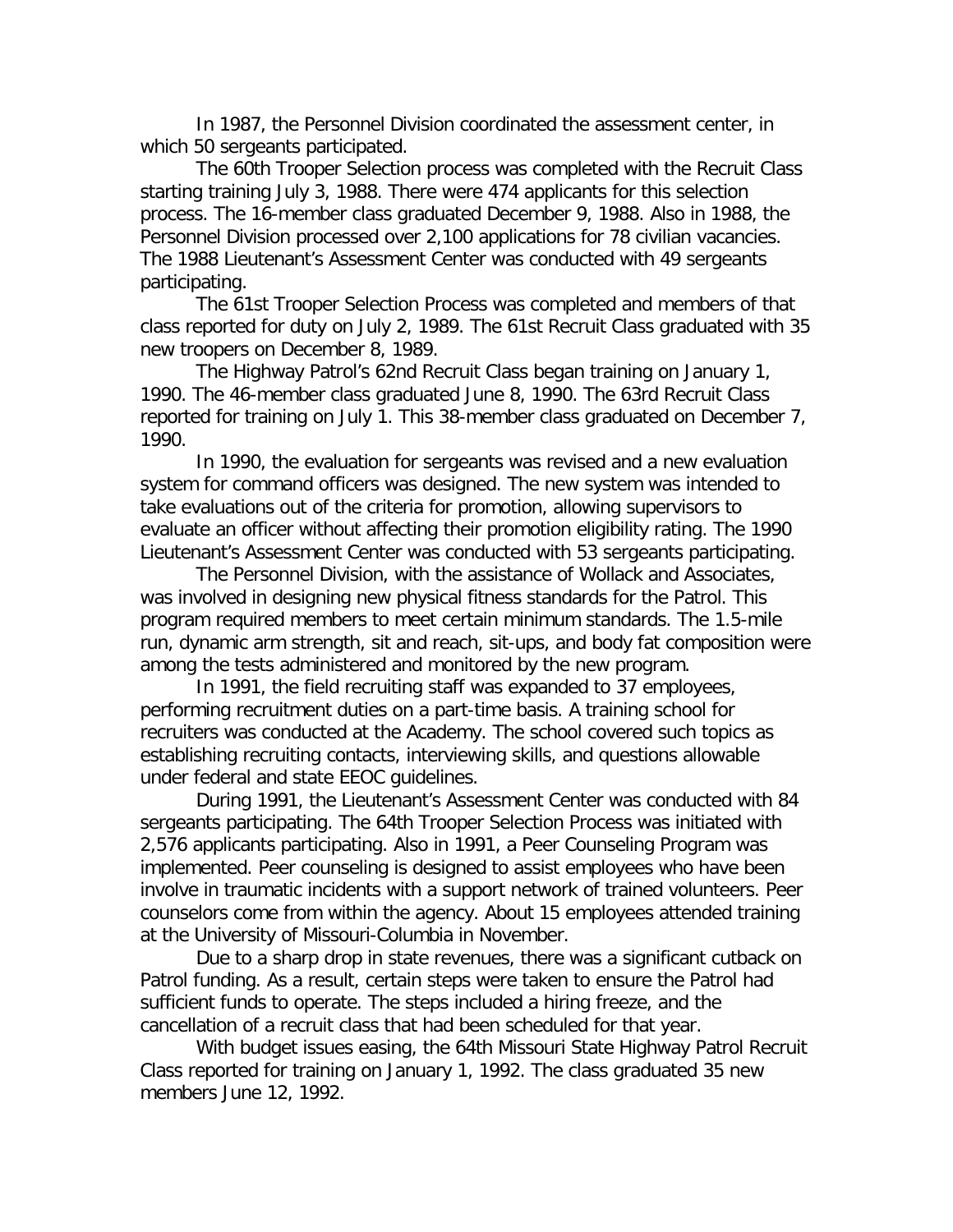In 1987, the Personnel Division coordinated the assessment center, in which 50 sergeants participated.

The 60th Trooper Selection process was completed with the Recruit Class starting training July 3, 1988. There were 474 applicants for this selection process. The 16-member class graduated December 9, 1988. Also in 1988, the Personnel Division processed over 2,100 applications for 78 civilian vacancies. The 1988 Lieutenant's Assessment Center was conducted with 49 sergeants participating.

The 61st Trooper Selection Process was completed and members of that class reported for duty on July 2, 1989. The 61st Recruit Class graduated with 35 new troopers on December 8, 1989.

The Highway Patrol's 62nd Recruit Class began training on January 1, 1990. The 46-member class graduated June 8, 1990. The 63rd Recruit Class reported for training on July 1. This 38-member class graduated on December 7, 1990.

In 1990, the evaluation for sergeants was revised and a new evaluation system for command officers was designed. The new system was intended to take evaluations out of the criteria for promotion, allowing supervisors to evaluate an officer without affecting their promotion eligibility rating. The 1990 Lieutenant's Assessment Center was conducted with 53 sergeants participating.

The Personnel Division, with the assistance of Wollack and Associates, was involved in designing new physical fitness standards for the Patrol. This program required members to meet certain minimum standards. The 1.5-mile run, dynamic arm strength, sit and reach, sit-ups, and body fat composition were among the tests administered and monitored by the new program.

In 1991, the field recruiting staff was expanded to 37 employees, performing recruitment duties on a part-time basis. A training school for recruiters was conducted at the Academy. The school covered such topics as establishing recruiting contacts, interviewing skills, and questions allowable under federal and state EEOC guidelines.

During 1991, the Lieutenant's Assessment Center was conducted with 84 sergeants participating. The 64th Trooper Selection Process was initiated with 2,576 applicants participating. Also in 1991, a Peer Counseling Program was implemented. Peer counseling is designed to assist employees who have been involve in traumatic incidents with a support network of trained volunteers. Peer counselors come from within the agency. About 15 employees attended training at the University of Missouri-Columbia in November.

Due to a sharp drop in state revenues, there was a significant cutback on Patrol funding. As a result, certain steps were taken to ensure the Patrol had sufficient funds to operate. The steps included a hiring freeze, and the cancellation of a recruit class that had been scheduled for that year.

With budget issues easing, the 64th Missouri State Highway Patrol Recruit Class reported for training on January 1, 1992. The class graduated 35 new members June 12, 1992.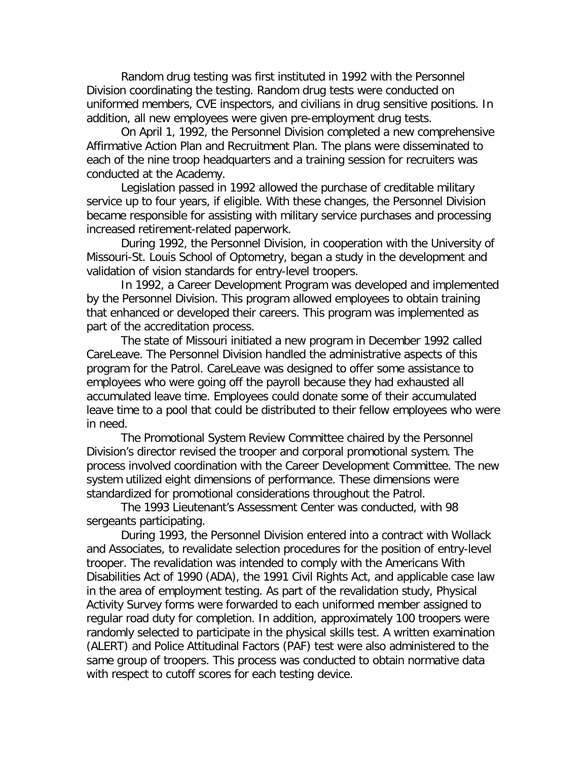Random drug testing was first instituted in 1992 with the Personnel Division coordinating the testing. Random drug tests were conducted on uniformed members, CVE inspectors, and civilians in drug sensitive positions. In addition, all new employees were given pre-employment drug tests.

On April 1, 1992, the Personnel Division completed a new comprehensive Affirmative Action Plan and Recruitment Plan. The plans were disseminated to each of the nine troop headquarters and a training session for recruiters was conducted at the Academy.

Legislation passed in 1992 allowed the purchase of creditable military service up to four years, if eligible. With these changes, the Personnel Division became responsible for assisting with military service purchases and processing increased retirement-related paperwork.

During 1992, the Personnel Division, in cooperation with the University of Missouri-St. Louis School of Optometry, began a study in the development and validation of vision standards for entry-level troopers.

In 1992, a Career Development Program was developed and implemented by the Personnel Division. This program allowed employees to obtain training that enhanced or developed their careers. This program was implemented as part of the accreditation process.

The state of Missouri initiated a new program in December 1992 called CareLeave. The Personnel Division handled the administrative aspects of this program for the Patrol. CareLeave was designed to offer some assistance to employees who were going off the payroll because they had exhausted all accumulated leave time. Employees could donate some of their accumulated leave time to a pool that could be distributed to their fellow employees who were in need.

The Promotional System Review Committee chaired by the Personnel Division's director revised the trooper and corporal promotional system. The process involved coordination with the Career Development Committee. The new system utilized eight dimensions of performance. These dimensions were standardized for promotional considerations throughout the Patrol.

The 1993 Lieutenant's Assessment Center was conducted, with 98 sergeants participating.

During 1993, the Personnel Division entered into a contract with Wollack and Associates, to revalidate selection procedures for the position of entry-level trooper. The revalidation was intended to comply with the Americans With Disabilities Act of 1990 (ADA), the 1991 Civil Rights Act, and applicable case law in the area of employment testing. As part of the revalidation study, Physical Activity Survey forms were forwarded to each uniformed member assigned to regular road duty for completion. In addition, approximately 100 troopers were randomly selected to participate in the physical skills test. A written examination (ALERT) and Police Attitudinal Factors (PAF) test were also administered to the same group of troopers. This process was conducted to obtain normative data with respect to cutoff scores for each testing device.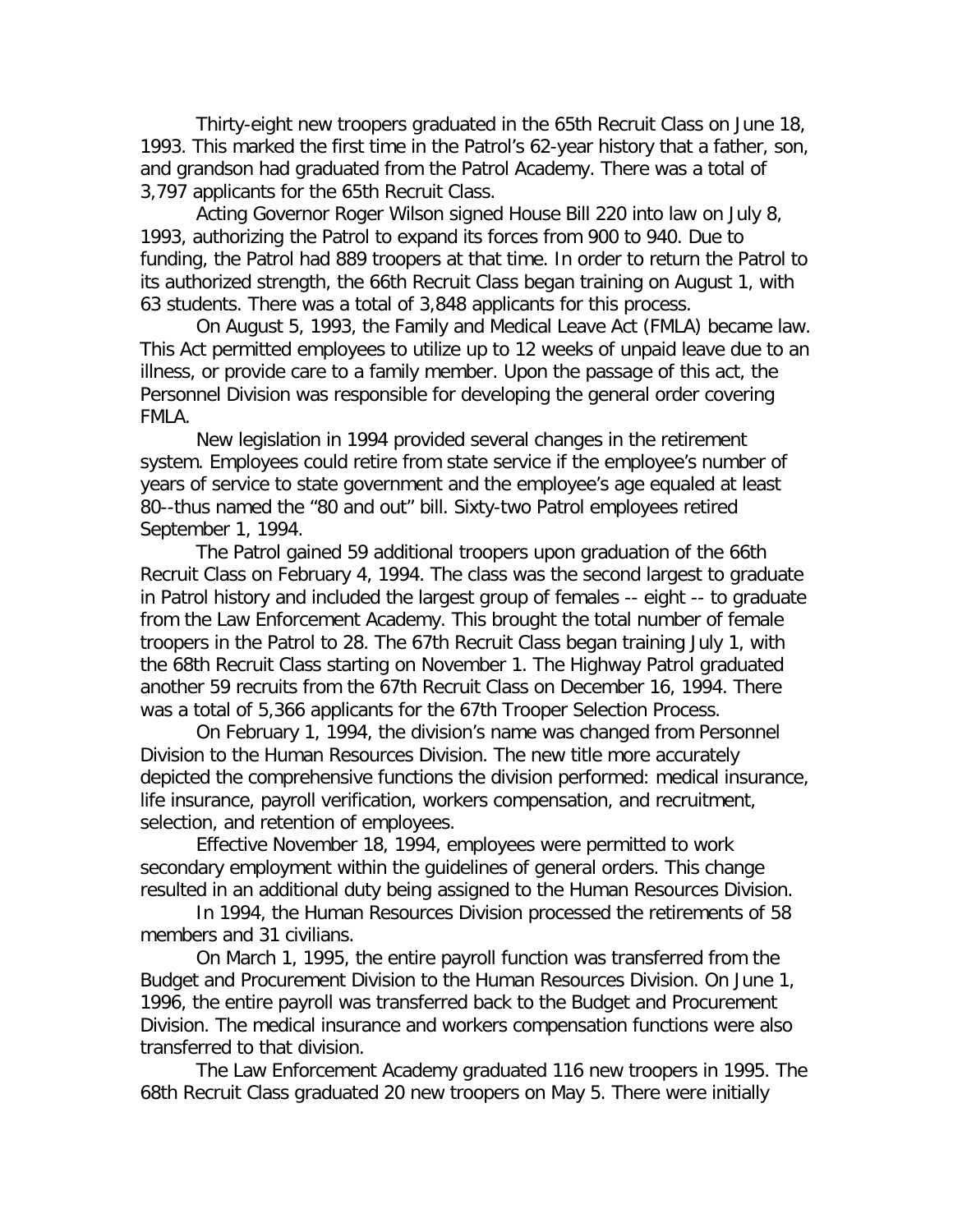Thirty-eight new troopers graduated in the 65th Recruit Class on June 18, 1993. This marked the first time in the Patrol's 62-year history that a father, son, and grandson had graduated from the Patrol Academy. There was a total of 3,797 applicants for the 65th Recruit Class.

Acting Governor Roger Wilson signed House Bill 220 into law on July 8, 1993, authorizing the Patrol to expand its forces from 900 to 940. Due to funding, the Patrol had 889 troopers at that time. In order to return the Patrol to its authorized strength, the 66th Recruit Class began training on August 1, with 63 students. There was a total of 3,848 applicants for this process.

On August 5, 1993, the Family and Medical Leave Act (FMLA) became law. This Act permitted employees to utilize up to 12 weeks of unpaid leave due to an illness, or provide care to a family member. Upon the passage of this act, the Personnel Division was responsible for developing the general order covering FMLA.

New legislation in 1994 provided several changes in the retirement system. Employees could retire from state service if the employee's number of years of service to state government and the employee's age equaled at least 80--thus named the "80 and out" bill. Sixty-two Patrol employees retired September 1, 1994.

The Patrol gained 59 additional troopers upon graduation of the 66th Recruit Class on February 4, 1994. The class was the second largest to graduate in Patrol history and included the largest group of females -- eight -- to graduate from the Law Enforcement Academy. This brought the total number of female troopers in the Patrol to 28. The 67th Recruit Class began training July 1, with the 68th Recruit Class starting on November 1. The Highway Patrol graduated another 59 recruits from the 67th Recruit Class on December 16, 1994. There was a total of 5,366 applicants for the 67th Trooper Selection Process.

On February 1, 1994, the division's name was changed from Personnel Division to the Human Resources Division. The new title more accurately depicted the comprehensive functions the division performed: medical insurance, life insurance, payroll verification, workers compensation, and recruitment, selection, and retention of employees.

Effective November 18, 1994, employees were permitted to work secondary employment within the guidelines of general orders. This change resulted in an additional duty being assigned to the Human Resources Division.

In 1994, the Human Resources Division processed the retirements of 58 members and 31 civilians.

On March 1, 1995, the entire payroll function was transferred from the Budget and Procurement Division to the Human Resources Division. On June 1, 1996, the entire payroll was transferred back to the Budget and Procurement Division. The medical insurance and workers compensation functions were also transferred to that division.

The Law Enforcement Academy graduated 116 new troopers in 1995. The 68th Recruit Class graduated 20 new troopers on May 5. There were initially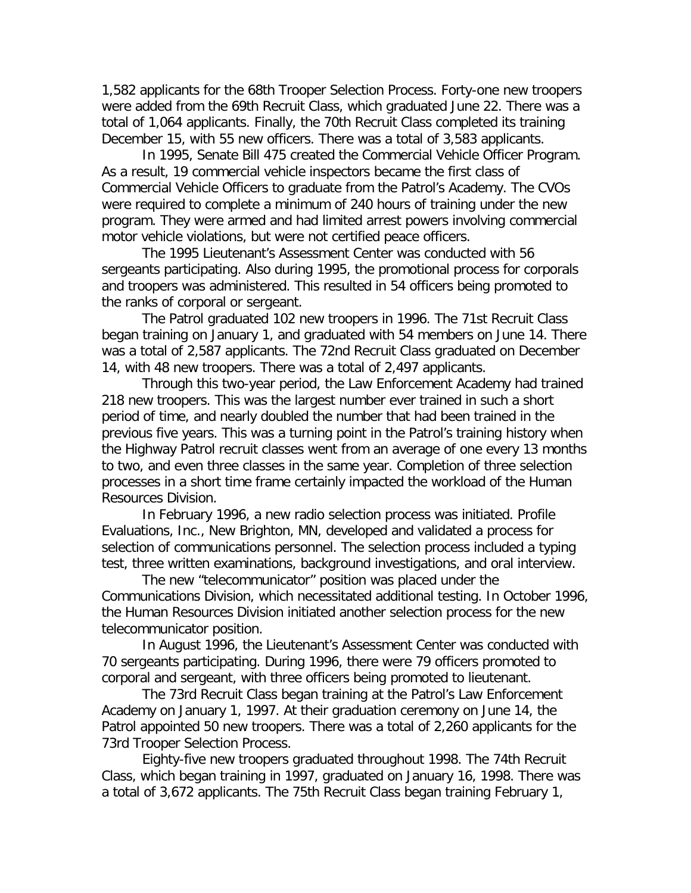1,582 applicants for the 68th Trooper Selection Process. Forty-one new troopers were added from the 69th Recruit Class, which graduated June 22. There was a total of 1,064 applicants. Finally, the 70th Recruit Class completed its training December 15, with 55 new officers. There was a total of 3,583 applicants.

In 1995, Senate Bill 475 created the Commercial Vehicle Officer Program. As a result, 19 commercial vehicle inspectors became the first class of Commercial Vehicle Officers to graduate from the Patrol's Academy. The CVOs were required to complete a minimum of 240 hours of training under the new program. They were armed and had limited arrest powers involving commercial motor vehicle violations, but were not certified peace officers.

The 1995 Lieutenant's Assessment Center was conducted with 56 sergeants participating. Also during 1995, the promotional process for corporals and troopers was administered. This resulted in 54 officers being promoted to the ranks of corporal or sergeant.

The Patrol graduated 102 new troopers in 1996. The 71st Recruit Class began training on January 1, and graduated with 54 members on June 14. There was a total of 2,587 applicants. The 72nd Recruit Class graduated on December 14, with 48 new troopers. There was a total of 2,497 applicants.

Through this two-year period, the Law Enforcement Academy had trained 218 new troopers. This was the largest number ever trained in such a short period of time, and nearly doubled the number that had been trained in the previous five years. This was a turning point in the Patrol's training history when the Highway Patrol recruit classes went from an average of one every 13 months to two, and even three classes in the same year. Completion of three selection processes in a short time frame certainly impacted the workload of the Human Resources Division.

In February 1996, a new radio selection process was initiated. Profile Evaluations, Inc., New Brighton, MN, developed and validated a process for selection of communications personnel. The selection process included a typing test, three written examinations, background investigations, and oral interview.

The new "telecommunicator" position was placed under the Communications Division, which necessitated additional testing. In October 1996, the Human Resources Division initiated another selection process for the new telecommunicator position.

In August 1996, the Lieutenant's Assessment Center was conducted with 70 sergeants participating. During 1996, there were 79 officers promoted to corporal and sergeant, with three officers being promoted to lieutenant.

The 73rd Recruit Class began training at the Patrol's Law Enforcement Academy on January 1, 1997. At their graduation ceremony on June 14, the Patrol appointed 50 new troopers. There was a total of 2,260 applicants for the 73rd Trooper Selection Process.

Eighty-five new troopers graduated throughout 1998. The 74th Recruit Class, which began training in 1997, graduated on January 16, 1998. There was a total of 3,672 applicants. The 75th Recruit Class began training February 1,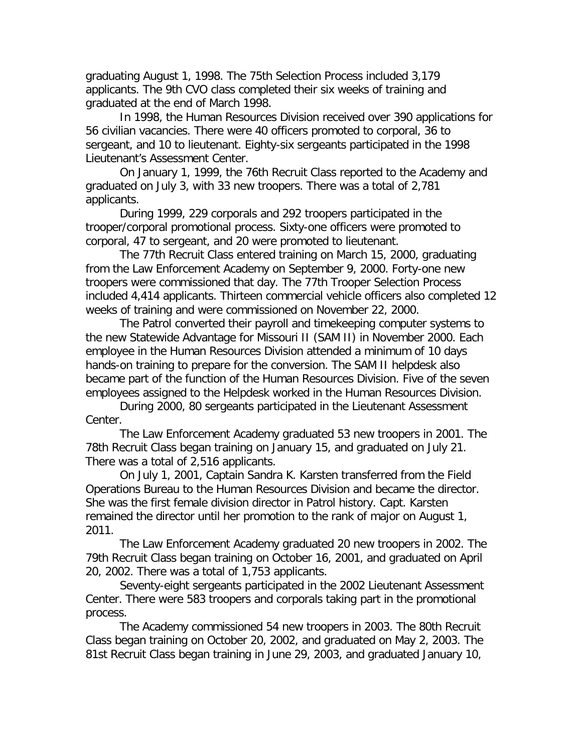graduating August 1, 1998. The 75th Selection Process included 3,179 applicants. The 9th CVO class completed their six weeks of training and graduated at the end of March 1998.

In 1998, the Human Resources Division received over 390 applications for 56 civilian vacancies. There were 40 officers promoted to corporal, 36 to sergeant, and 10 to lieutenant. Eighty-six sergeants participated in the 1998 Lieutenant's Assessment Center.

On January 1, 1999, the 76th Recruit Class reported to the Academy and graduated on July 3, with 33 new troopers. There was a total of 2,781 applicants.

During 1999, 229 corporals and 292 troopers participated in the trooper/corporal promotional process. Sixty-one officers were promoted to corporal, 47 to sergeant, and 20 were promoted to lieutenant.

The 77th Recruit Class entered training on March 15, 2000, graduating from the Law Enforcement Academy on September 9, 2000. Forty-one new troopers were commissioned that day. The 77th Trooper Selection Process included 4,414 applicants. Thirteen commercial vehicle officers also completed 12 weeks of training and were commissioned on November 22, 2000.

The Patrol converted their payroll and timekeeping computer systems to the new Statewide Advantage for Missouri II (SAM II) in November 2000. Each employee in the Human Resources Division attended a minimum of 10 days hands-on training to prepare for the conversion. The SAM II helpdesk also became part of the function of the Human Resources Division. Five of the seven employees assigned to the Helpdesk worked in the Human Resources Division.

During 2000, 80 sergeants participated in the Lieutenant Assessment Center.

The Law Enforcement Academy graduated 53 new troopers in 2001. The 78th Recruit Class began training on January 15, and graduated on July 21. There was a total of 2,516 applicants.

On July 1, 2001, Captain Sandra K. Karsten transferred from the Field Operations Bureau to the Human Resources Division and became the director. She was the first female division director in Patrol history. Capt. Karsten remained the director until her promotion to the rank of major on August 1, 2011.

The Law Enforcement Academy graduated 20 new troopers in 2002. The 79th Recruit Class began training on October 16, 2001, and graduated on April 20, 2002. There was a total of 1,753 applicants.

Seventy-eight sergeants participated in the 2002 Lieutenant Assessment Center. There were 583 troopers and corporals taking part in the promotional process.

The Academy commissioned 54 new troopers in 2003. The 80th Recruit Class began training on October 20, 2002, and graduated on May 2, 2003. The 81st Recruit Class began training in June 29, 2003, and graduated January 10,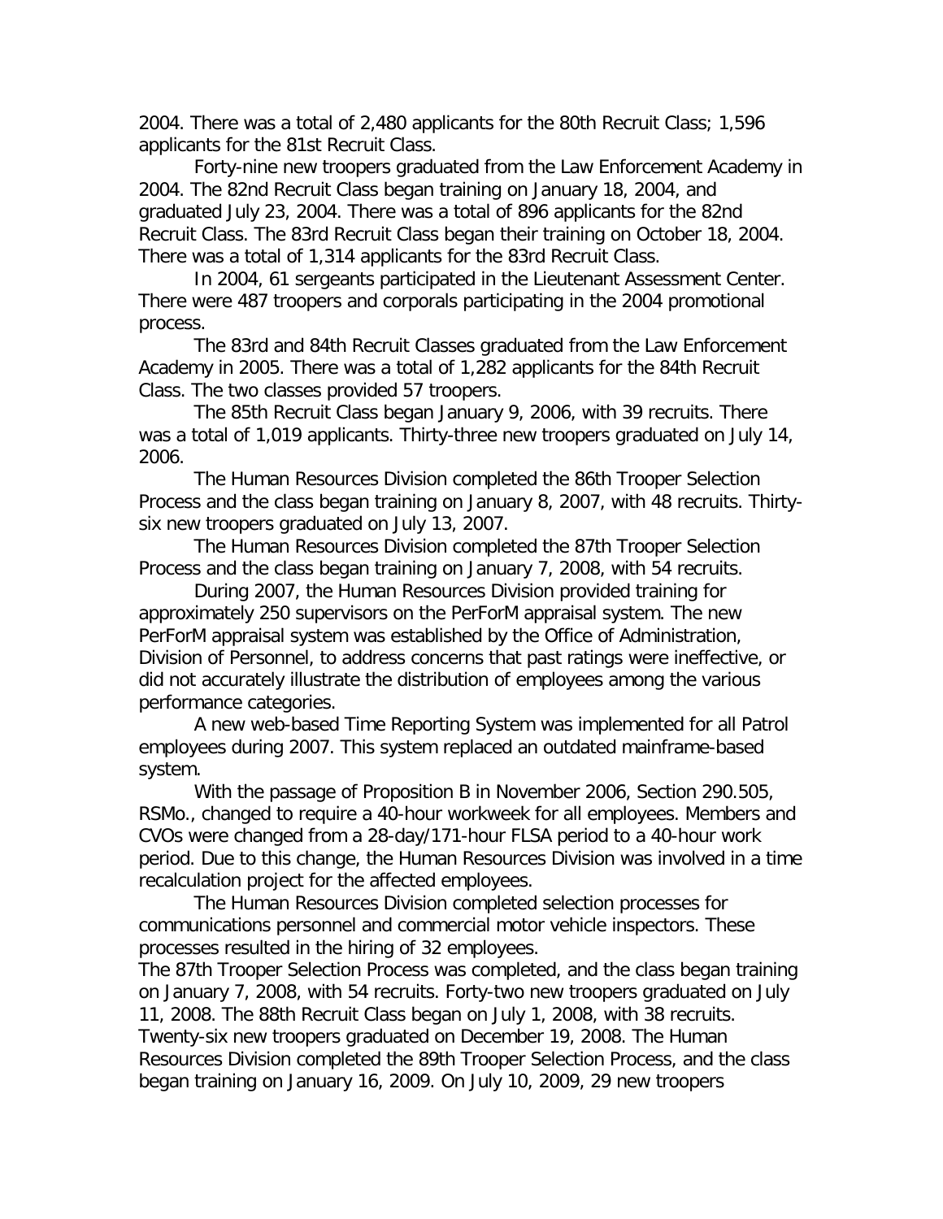2004. There was a total of 2,480 applicants for the 80th Recruit Class; 1,596 applicants for the 81st Recruit Class.

Forty-nine new troopers graduated from the Law Enforcement Academy in 2004. The 82nd Recruit Class began training on January 18, 2004, and graduated July 23, 2004. There was a total of 896 applicants for the 82nd Recruit Class. The 83rd Recruit Class began their training on October 18, 2004. There was a total of 1,314 applicants for the 83rd Recruit Class.

In 2004, 61 sergeants participated in the Lieutenant Assessment Center. There were 487 troopers and corporals participating in the 2004 promotional process.

The 83rd and 84th Recruit Classes graduated from the Law Enforcement Academy in 2005. There was a total of 1,282 applicants for the 84th Recruit Class. The two classes provided 57 troopers.

The 85th Recruit Class began January 9, 2006, with 39 recruits. There was a total of 1,019 applicants. Thirty-three new troopers graduated on July 14, 2006.

The Human Resources Division completed the 86th Trooper Selection Process and the class began training on January 8, 2007, with 48 recruits. Thirty-six new troopers graduated on July 13, 2007.

The Human Resources Division completed the 87th Trooper Selection Process and the class began training on January 7, 2008, with 54 recruits.

During 2007, the Human Resources Division provided training for approximately 250 supervisors on the PerForM appraisal system. The new PerForM appraisal system was established by the Office of Administration, Division of Personnel, to address concerns that past ratings were ineffective, or did not accurately illustrate the distribution of employees among the various performance categories.

A new web-based Time Reporting System was implemented for all Patrol employees during 2007. This system replaced an outdated mainframe-based system.

With the passage of Proposition B in November 2006, Section 290.505, RSMo., changed to require a 40-hour workweek for all employees. Members and CVOs were changed from a 28-day/171-hour FLSA period to a 40-hour work period. Due to this change, the Human Resources Division was involved in a time recalculation project for the affected employees.

The Human Resources Division completed selection processes for communications personnel and commercial motor vehicle inspectors. These processes resulted in the hiring of 32 employees.

The 87th Trooper Selection Process was completed, and the class began training on January 7, 2008, with 54 recruits. Forty-two new troopers graduated on July 11, 2008. The 88th Recruit Class began on July 1, 2008, with 38 recruits. Twenty-six new troopers graduated on December 19, 2008. The Human Resources Division completed the 89th Trooper Selection Process, and the class began training on January 16, 2009. On July 10, 2009, 29 new troopers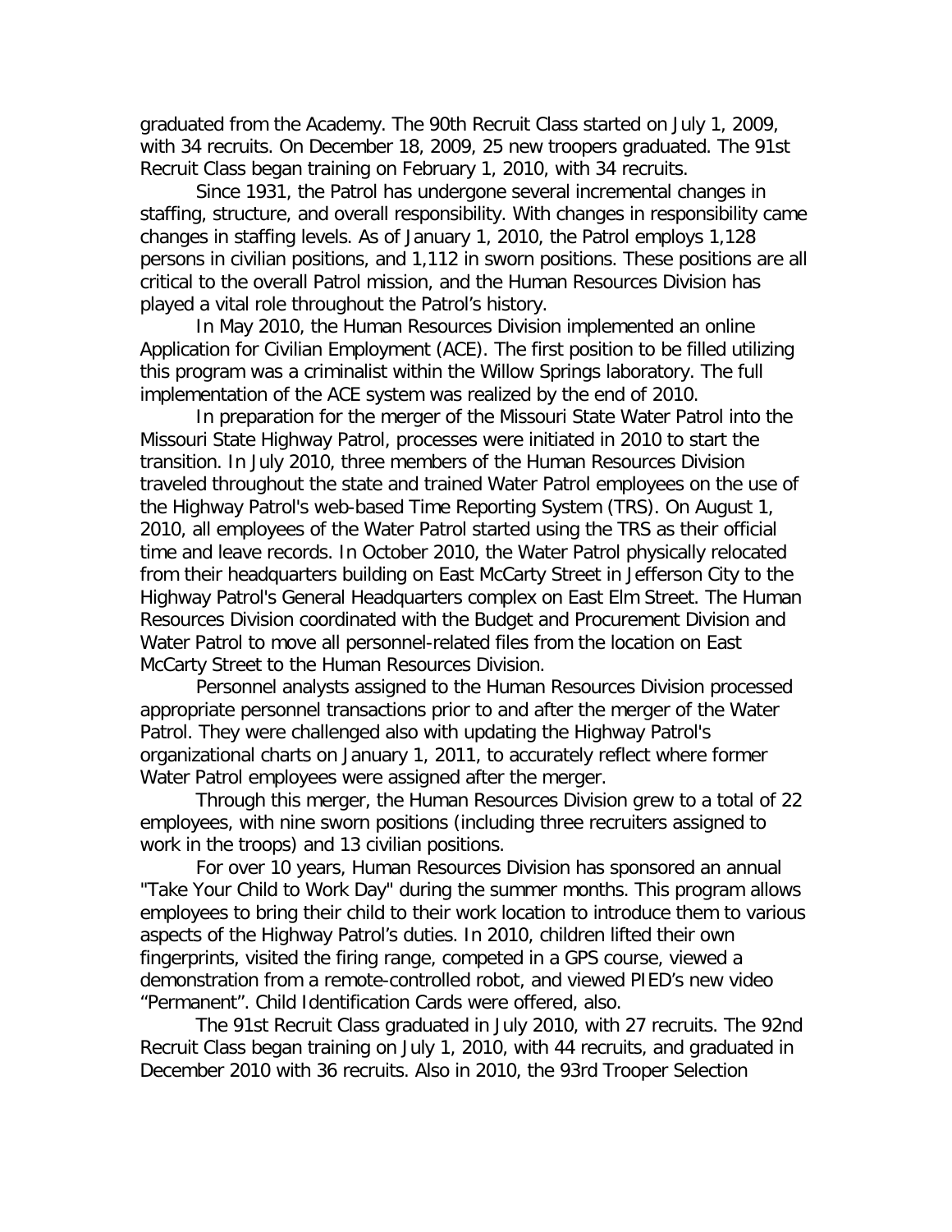graduated from the Academy. The 90th Recruit Class started on July 1, 2009, with 34 recruits. On December 18, 2009, 25 new troopers graduated. The 91st Recruit Class began training on February 1, 2010, with 34 recruits.

Since 1931, the Patrol has undergone several incremental changes in staffing, structure, and overall responsibility. With changes in responsibility came changes in staffing levels. As of January 1, 2010, the Patrol employs 1,128 persons in civilian positions, and 1,112 in sworn positions. These positions are all critical to the overall Patrol mission, and the Human Resources Division has played a vital role throughout the Patrol's history.

In May 2010, the Human Resources Division implemented an online Application for Civilian Employment (ACE). The first position to be filled utilizing this program was a criminalist within the Willow Springs laboratory. The full implementation of the ACE system was realized by the end of 2010.

In preparation for the merger of the Missouri State Water Patrol into the Missouri State Highway Patrol, processes were initiated in 2010 to start the transition. In July 2010, three members of the Human Resources Division traveled throughout the state and trained Water Patrol employees on the use of the Highway Patrol's web-based Time Reporting System (TRS). On August 1, 2010, all employees of the Water Patrol started using the TRS as their official time and leave records. In October 2010, the Water Patrol physically relocated from their headquarters building on East McCarty Street in Jefferson City to the Highway Patrol's General Headquarters complex on East Elm Street. The Human Resources Division coordinated with the Budget and Procurement Division and Water Patrol to move all personnel-related files from the location on East McCarty Street to the Human Resources Division.

Personnel analysts assigned to the Human Resources Division processed appropriate personnel transactions prior to and after the merger of the Water Patrol. They were challenged also with updating the Highway Patrol's organizational charts on January 1, 2011, to accurately reflect where former Water Patrol employees were assigned after the merger.

Through this merger, the Human Resources Division grew to a total of 22 employees, with nine sworn positions (including three recruiters assigned to work in the troops) and 13 civilian positions.

For over 10 years, Human Resources Division has sponsored an annual "Take Your Child to Work Day" during the summer months. This program allows employees to bring their child to their work location to introduce them to various aspects of the Highway Patrol's duties. In 2010, children lifted their own fingerprints, visited the firing range, competed in a GPS course, viewed a demonstration from a remote-controlled robot, and viewed PIED's new video "Permanent". Child Identification Cards were offered, also.

The 91st Recruit Class graduated in July 2010, with 27 recruits. The 92nd Recruit Class began training on July 1, 2010, with 44 recruits, and graduated in December 2010 with 36 recruits. Also in 2010, the 93rd Trooper Selection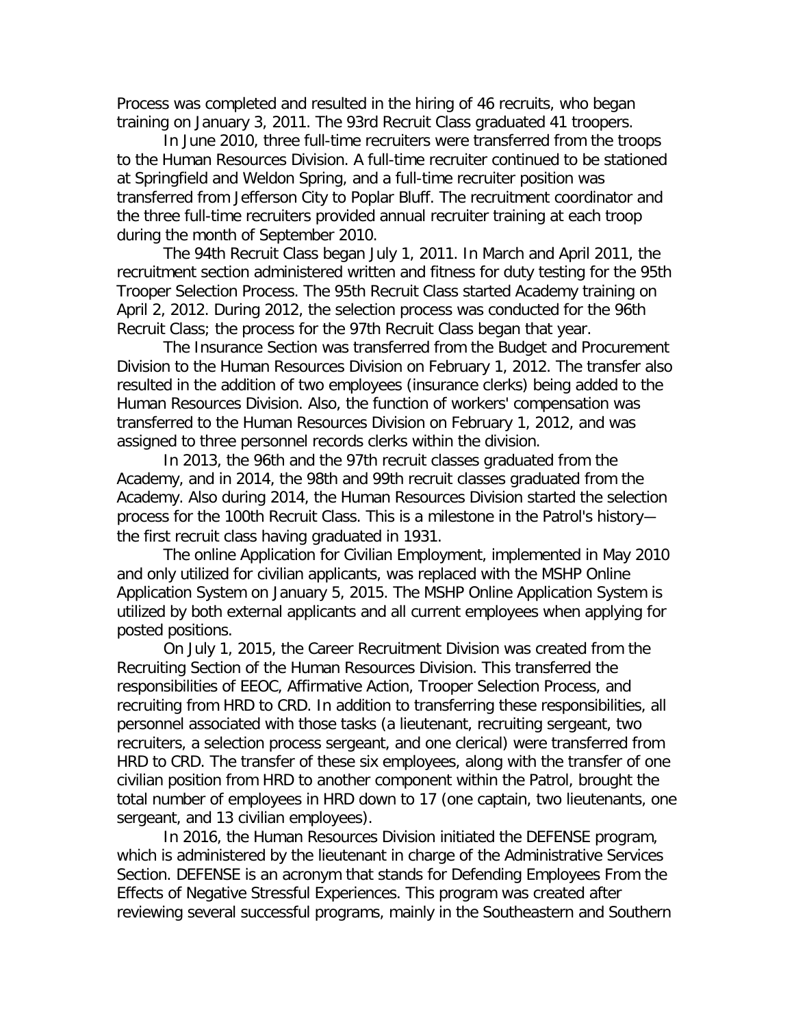Process was completed and resulted in the hiring of 46 recruits, who began training on January 3, 2011. The 93rd Recruit Class graduated 41 troopers.

In June 2010, three full-time recruiters were transferred from the troops to the Human Resources Division. A full-time recruiter continued to be stationed at Springfield and Weldon Spring, and a full-time recruiter position was transferred from Jefferson City to Poplar Bluff. The recruitment coordinator and the three full-time recruiters provided annual recruiter training at each troop during the month of September 2010.

The 94th Recruit Class began July 1, 2011. In March and April 2011, the recruitment section administered written and fitness for duty testing for the 95th Trooper Selection Process. The 95th Recruit Class started Academy training on April 2, 2012. During 2012, the selection process was conducted for the 96th Recruit Class; the process for the 97th Recruit Class began that year.

The Insurance Section was transferred from the Budget and Procurement Division to the Human Resources Division on February 1, 2012. The transfer also resulted in the addition of two employees (insurance clerks) being added to the Human Resources Division. Also, the function of workers' compensation was transferred to the Human Resources Division on February 1, 2012, and was assigned to three personnel records clerks within the division.

In 2013, the 96th and the 97th recruit classes graduated from the Academy, and in 2014, the 98th and 99th recruit classes graduated from the Academy. Also during 2014, the Human Resources Division started the selection process for the 100th Recruit Class. This is a milestone in the Patrol's history—the first recruit class having graduated in 1931.

The online Application for Civilian Employment, implemented in May 2010 and only utilized for civilian applicants, was replaced with the MSHP Online Application System on January 5, 2015. The MSHP Online Application System is utilized by both external applicants and all current employees when applying for posted positions.

On July 1, 2015, the Career Recruitment Division was created from the Recruiting Section of the Human Resources Division. This transferred the responsibilities of EEOC, Affirmative Action, Trooper Selection Process, and recruiting from HRD to CRD. In addition to transferring these responsibilities, all personnel associated with those tasks (a lieutenant, recruiting sergeant, two recruiters, a selection process sergeant, and one clerical) were transferred from HRD to CRD. The transfer of these six employees, along with the transfer of one civilian position from HRD to another component within the Patrol, brought the total number of employees in HRD down to 17 (one captain, two lieutenants, one sergeant, and 13 civilian employees).

In 2016, the Human Resources Division initiated the DEFENSE program, which is administered by the lieutenant in charge of the Administrative Services Section. DEFENSE is an acronym that stands for Defending Employees From the Effects of Negative Stressful Experiences. This program was created after reviewing several successful programs, mainly in the Southeastern and Southern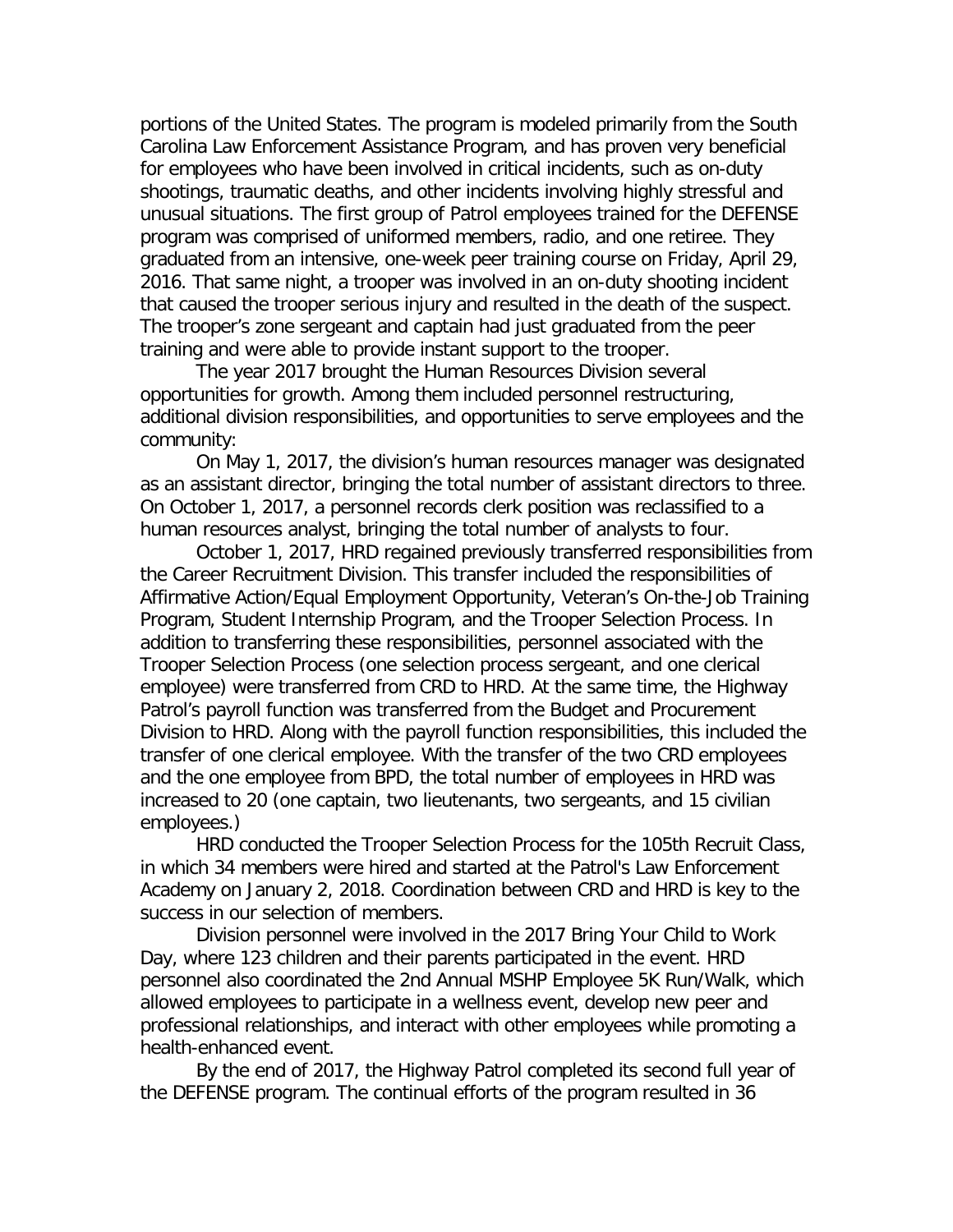portions of the United States. The program is modeled primarily from the South Carolina Law Enforcement Assistance Program, and has proven very beneficial for employees who have been involved in critical incidents, such as on-duty shootings, traumatic deaths, and other incidents involving highly stressful and unusual situations. The first group of Patrol employees trained for the DEFENSE program was comprised of uniformed members, radio, and one retiree. They graduated from an intensive, one-week peer training course on Friday, April 29, 2016. That same night, a trooper was involved in an on-duty shooting incident that caused the trooper serious injury and resulted in the death of the suspect. The trooper's zone sergeant and captain had just graduated from the peer training and were able to provide instant support to the trooper.

The year 2017 brought the Human Resources Division several opportunities for growth. Among them included personnel restructuring, additional division responsibilities, and opportunities to serve employees and the community:

On May 1, 2017, the division's human resources manager was designated as an assistant director, bringing the total number of assistant directors to three. On October 1, 2017, a personnel records clerk position was reclassified to a human resources analyst, bringing the total number of analysts to four.

October 1, 2017, HRD regained previously transferred responsibilities from the Career Recruitment Division. This transfer included the responsibilities of Affirmative Action/Equal Employment Opportunity, Veteran's On-the-Job Training Program, Student Internship Program, and the Trooper Selection Process. In addition to transferring these responsibilities, personnel associated with the Trooper Selection Process (one selection process sergeant, and one clerical employee) were transferred from CRD to HRD. At the same time, the Highway Patrol's payroll function was transferred from the Budget and Procurement Division to HRD. Along with the payroll function responsibilities, this included the transfer of one clerical employee. With the transfer of the two CRD employees and the one employee from BPD, the total number of employees in HRD was increased to 20 (one captain, two lieutenants, two sergeants, and 15 civilian employees.)

HRD conducted the Trooper Selection Process for the 105th Recruit Class, in which 34 members were hired and started at the Patrol's Law Enforcement Academy on January 2, 2018. Coordination between CRD and HRD is key to the success in our selection of members.

Division personnel were involved in the 2017 Bring Your Child to Work Day, where 123 children and their parents participated in the event. HRD personnel also coordinated the 2nd Annual MSHP Employee 5K Run/Walk, which allowed employees to participate in a wellness event, develop new peer and professional relationships, and interact with other employees while promoting a health-enhanced event.

By the end of 2017, the Highway Patrol completed its second full year of the DEFENSE program. The continual efforts of the program resulted in 36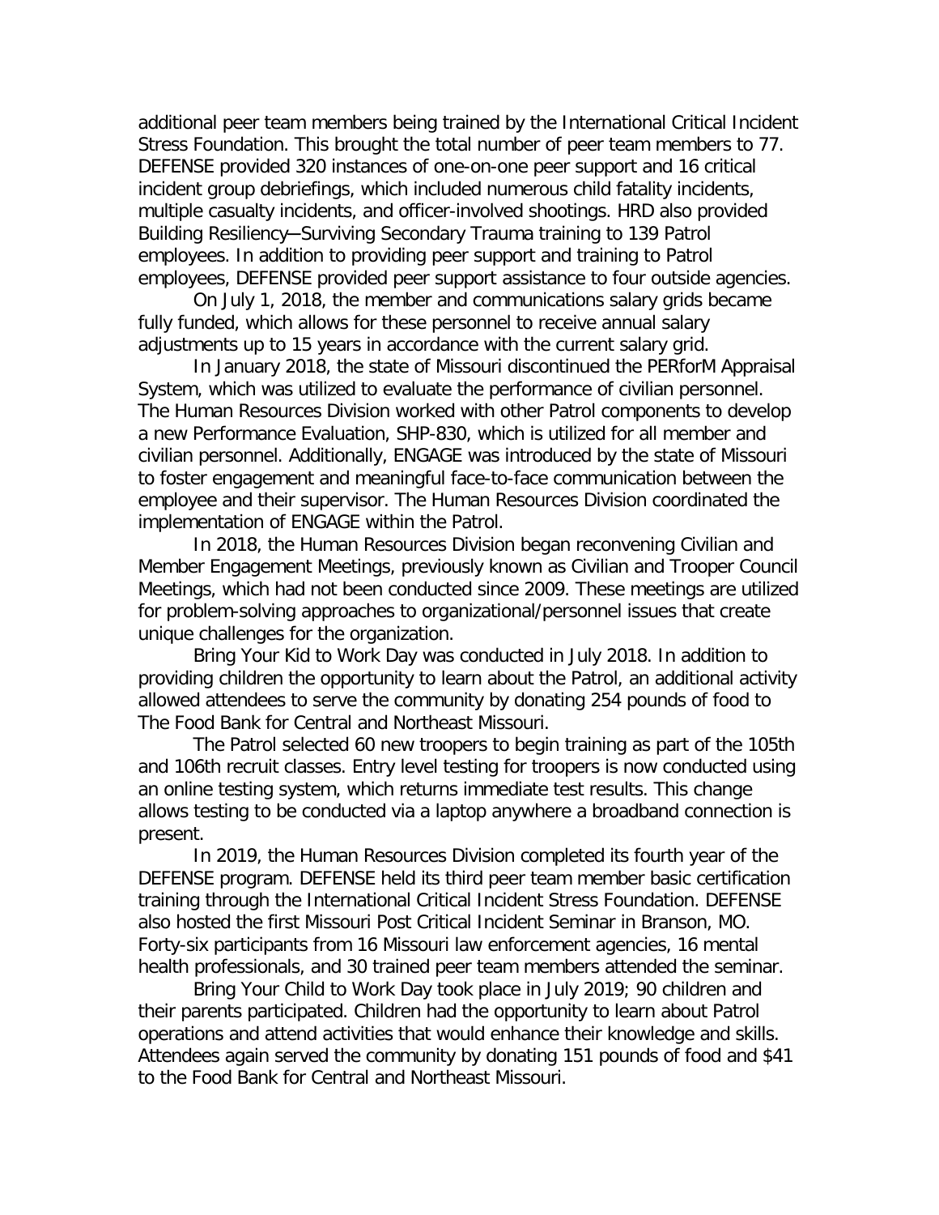additional peer team members being trained by the International Critical Incident Stress Foundation. This brought the total number of peer team members to 77. DEFENSE provided 320 instances of one-on-one peer support and 16 critical incident group debriefings, which included numerous child fatality incidents, multiple casualty incidents, and officer-involved shootings. HRD also provided Building Resiliency─Surviving Secondary Trauma training to 139 Patrol employees. In addition to providing peer support and training to Patrol employees, DEFENSE provided peer support assistance to four outside agencies.

On July 1, 2018, the member and communications salary grids became fully funded, which allows for these personnel to receive annual salary adjustments up to 15 years in accordance with the current salary grid.

In January 2018, the state of Missouri discontinued the PERforM Appraisal System, which was utilized to evaluate the performance of civilian personnel. The Human Resources Division worked with other Patrol components to develop a new Performance Evaluation, SHP-830, which is utilized for all member and civilian personnel. Additionally, ENGAGE was introduced by the state of Missouri to foster engagement and meaningful face-to-face communication between the employee and their supervisor. The Human Resources Division coordinated the implementation of ENGAGE within the Patrol.

In 2018, the Human Resources Division began reconvening Civilian and Member Engagement Meetings, previously known as Civilian and Trooper Council Meetings, which had not been conducted since 2009. These meetings are utilized for problem-solving approaches to organizational/personnel issues that create unique challenges for the organization.

Bring Your Kid to Work Day was conducted in July 2018. In addition to providing children the opportunity to learn about the Patrol, an additional activity allowed attendees to serve the community by donating 254 pounds of food to The Food Bank for Central and Northeast Missouri.

The Patrol selected 60 new troopers to begin training as part of the 105th and 106th recruit classes. Entry level testing for troopers is now conducted using an online testing system, which returns immediate test results. This change allows testing to be conducted via a laptop anywhere a broadband connection is present.

In 2019, the Human Resources Division completed its fourth year of the DEFENSE program. DEFENSE held its third peer team member basic certification training through the International Critical Incident Stress Foundation. DEFENSE also hosted the first Missouri Post Critical Incident Seminar in Branson, MO. Forty-six participants from 16 Missouri law enforcement agencies, 16 mental health professionals, and 30 trained peer team members attended the seminar.

Bring Your Child to Work Day took place in July 2019; 90 children and their parents participated. Children had the opportunity to learn about Patrol operations and attend activities that would enhance their knowledge and skills. Attendees again served the community by donating 151 pounds of food and $41 to the Food Bank for Central and Northeast Missouri.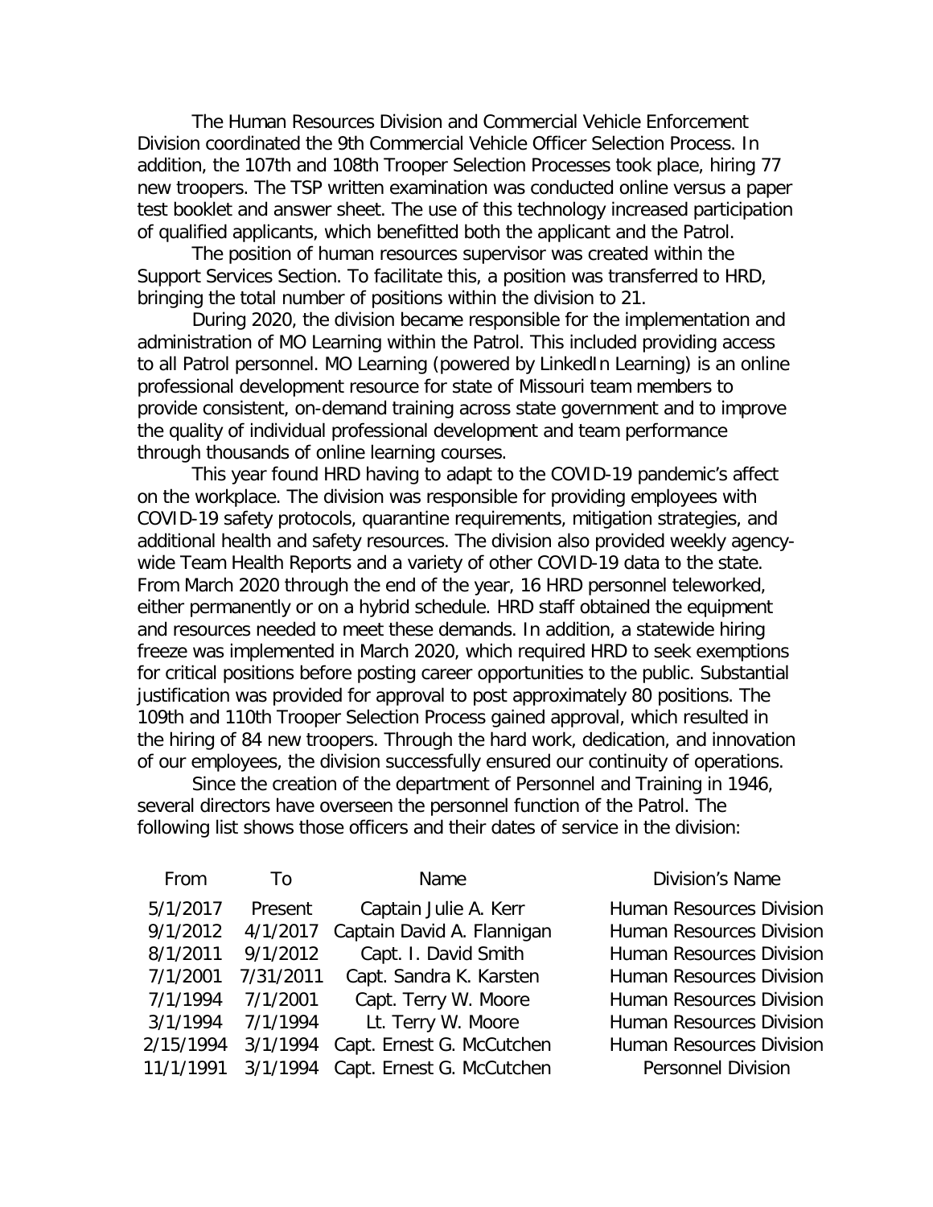The Human Resources Division and Commercial Vehicle Enforcement Division coordinated the 9th Commercial Vehicle Officer Selection Process. In addition, the 107th and 108th Trooper Selection Processes took place, hiring 77 new troopers. The TSP written examination was conducted online versus a paper test booklet and answer sheet. The use of this technology increased participation of qualified applicants, which benefitted both the applicant and the Patrol.

The position of human resources supervisor was created within the Support Services Section. To facilitate this, a position was transferred to HRD, bringing the total number of positions within the division to 21.

During 2020, the division became responsible for the implementation and administration of MO Learning within the Patrol. This included providing access to all Patrol personnel. MO Learning (powered by LinkedIn Learning) is an online professional development resource for state of Missouri team members to provide consistent, on-demand training across state government and to improve the quality of individual professional development and team performance through thousands of online learning courses.

This year found HRD having to adapt to the COVID-19 pandemic's affect on the workplace. The division was responsible for providing employees with COVID-19 safety protocols, quarantine requirements, mitigation strategies, and additional health and safety resources. The division also provided weekly agency-wide Team Health Reports and a variety of other COVID-19 data to the state. From March 2020 through the end of the year, 16 HRD personnel teleworked, either permanently or on a hybrid schedule. HRD staff obtained the equipment and resources needed to meet these demands. In addition, a statewide hiring freeze was implemented in March 2020, which required HRD to seek exemptions for critical positions before posting career opportunities to the public. Substantial justification was provided for approval to post approximately 80 positions. The 109th and 110th Trooper Selection Process gained approval, which resulted in the hiring of 84 new troopers. Through the hard work, dedication, and innovation of our employees, the division successfully ensured our continuity of operations.

Since the creation of the department of Personnel and Training in 1946, several directors have overseen the personnel function of the Patrol. The following list shows those officers and their dates of service in the division:

| From | To | Name | Division's Name |
|---|---|---|---|
| 5/1/2017 | Present | Captain Julie A. Kerr | Human Resources Division |
| 9/1/2012 | 4/1/2017 | Captain David A. Flannigan | Human Resources Division |
| 8/1/2011 | 9/1/2012 | Capt. I. David Smith | Human Resources Division |
| 7/1/2001 | 7/31/2011 | Capt. Sandra K. Karsten | Human Resources Division |
| 7/1/1994 | 7/1/2001 | Capt. Terry W. Moore | Human Resources Division |
| 3/1/1994 | 7/1/1994 | Lt. Terry W. Moore | Human Resources Division |
| 2/15/1994 | 3/1/1994 | Capt. Ernest G. McCutchen | Human Resources Division |
| 11/1/1991 | 3/1/1994 | Capt. Ernest G. McCutchen | Personnel Division |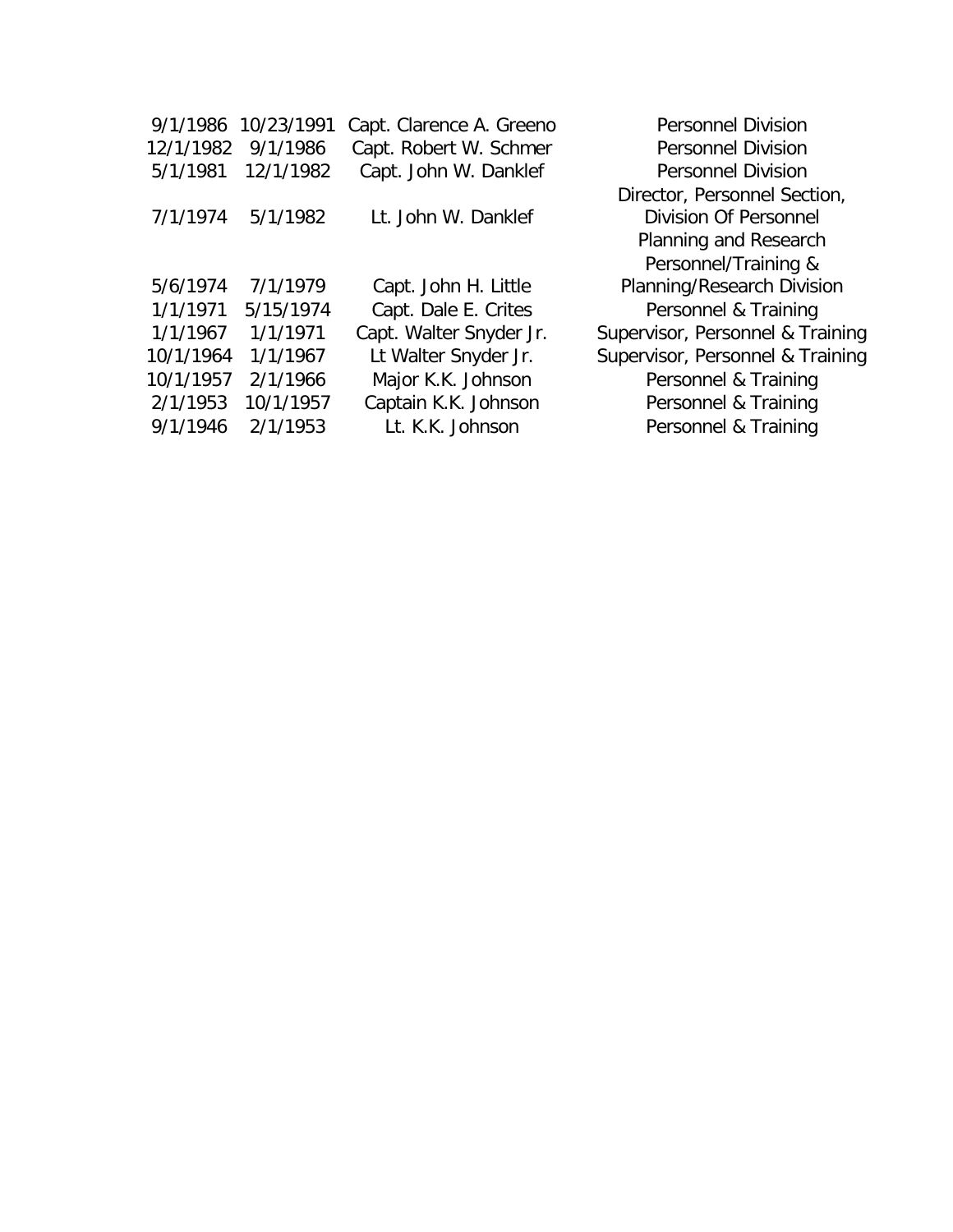| | | | |
|---|---|---|---|
| 9/1/1986 | 10/23/1991 | Capt. Clarence A. Greeno | Personnel Division |
| 12/1/1982 | 9/1/1986 | Capt. Robert W. Schmer | Personnel Division |
| 5/1/1981 | 12/1/1982 | Capt. John W. Danklef | Personnel Division |
| 7/1/1974 | 5/1/1982 | Lt. John W. Danklef | Director, Personnel Section, Division Of Personnel Planning and Research |
| 5/6/1974 | 7/1/1979 | Capt. John H. Little | Personnel/Training & Planning/Research Division |
| 1/1/1971 | 5/15/1974 | Capt. Dale E. Crites | Personnel & Training |
| 1/1/1967 | 1/1/1971 | Capt. Walter Snyder Jr. | Supervisor, Personnel & Training |
| 10/1/1964 | 1/1/1967 | Lt Walter Snyder Jr. | Supervisor, Personnel & Training |
| 10/1/1957 | 2/1/1966 | Major K.K. Johnson | Personnel & Training |
| 2/1/1953 | 10/1/1957 | Captain K.K. Johnson | Personnel & Training |
| 9/1/1946 | 2/1/1953 | Lt. K.K. Johnson | Personnel & Training |